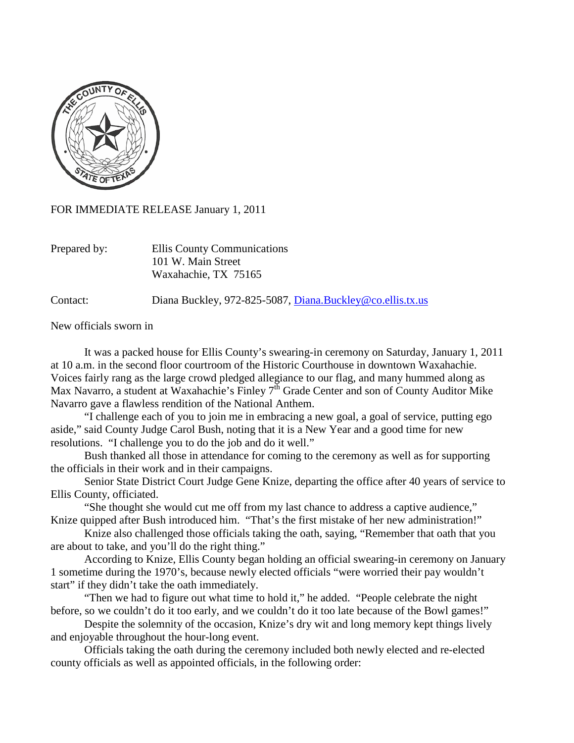FOR IMMEDIATE RELEASE January 1, 2011

Prepared by: Ellis County Communications
101 W. Main Street
Waxahachie, TX 75165

Contact: Diana Buckley, 972-825-5087, [Diana.Buckley@co.ellis.tx.us](mailto:Diana.Buckley@co.ellis.tx.us)

New officials sworn in

It was a packed house for Ellis County's swearing-in ceremony on Saturday, January 1, 2011 at 10 a.m. in the second floor courtroom of the Historic Courthouse in downtown Waxahachie. Voices fairly rang as the large crowd pledged allegiance to our flag, and many hummed along as Max Navarro, a student at Waxahachie's Finley 7th Grade Center and son of County Auditor Mike Navarro gave a flawless rendition of the National Anthem.

"I challenge each of you to join me in embracing a new goal, a goal of service, putting ego aside," said County Judge Carol Bush, noting that it is a New Year and a good time for new resolutions. "I challenge you to do the job and do it well."

Bush thanked all those in attendance for coming to the ceremony as well as for supporting the officials in their work and in their campaigns.

Senior State District Court Judge Gene Knize, departing the office after 40 years of service to Ellis County, officiated.

"She thought she would cut me off from my last chance to address a captive audience," Knize quipped after Bush introduced him. "That's the first mistake of her new administration!"

Knize also challenged those officials taking the oath, saying, "Remember that oath that you are about to take, and you'll do the right thing."

According to Knize, Ellis County began holding an official swearing-in ceremony on January 1 sometime during the 1970's, because newly elected officials "were worried their pay wouldn't start" if they didn't take the oath immediately.

"Then we had to figure out what time to hold it," he added. "People celebrate the night before, so we couldn't do it too early, and we couldn't do it too late because of the Bowl games!"

Despite the solemnity of the occasion, Knize's dry wit and long memory kept things lively and enjoyable throughout the hour-long event.

Officials taking the oath during the ceremony included both newly elected and re-elected county officials as well as appointed officials, in the following order: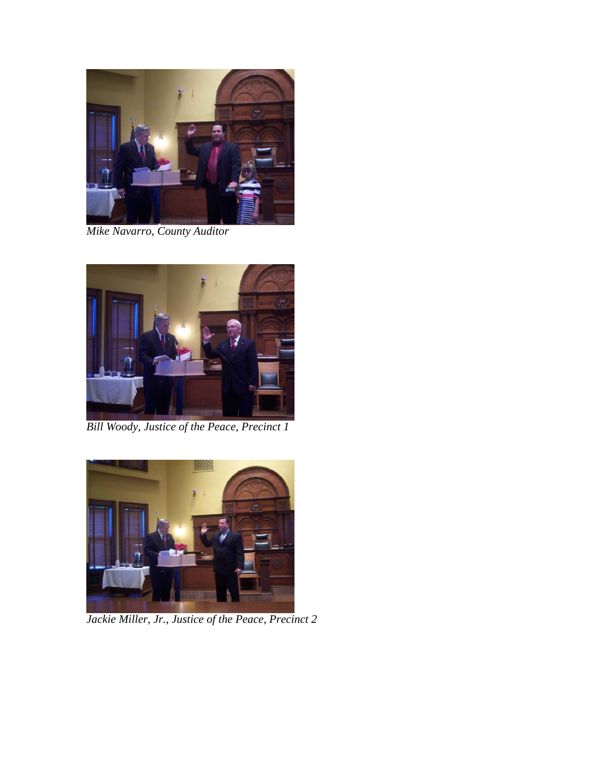*Mike Navarro, County Auditor*

*Bill Woody, Justice of the Peace, Precinct 1*

*Jackie Miller, Jr., Justice of the Peace, Precinct 2*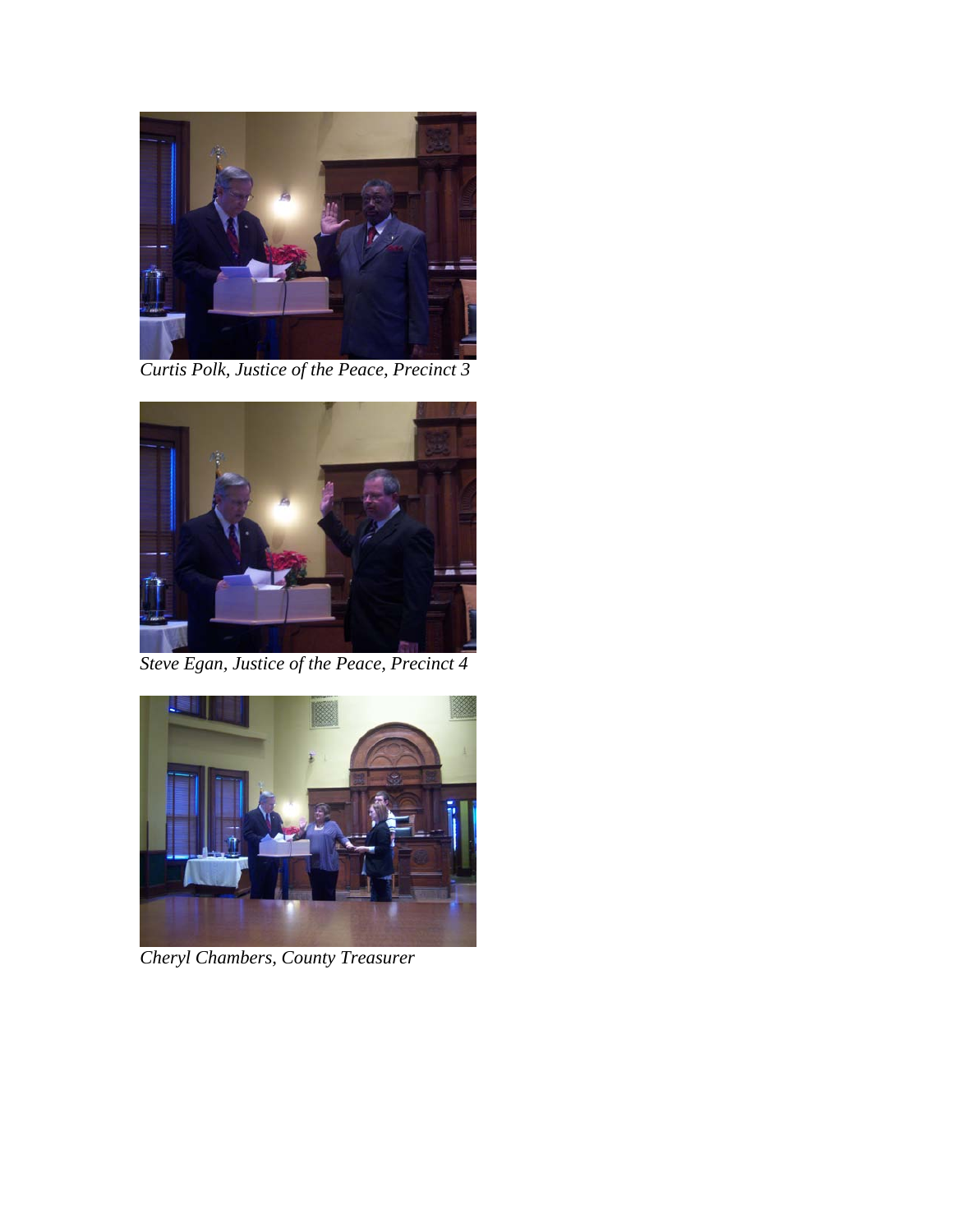*Curtis Polk, Justice of the Peace, Precinct 3*

*Steve Egan, Justice of the Peace, Precinct 4*

*Cheryl Chambers, County Treasurer*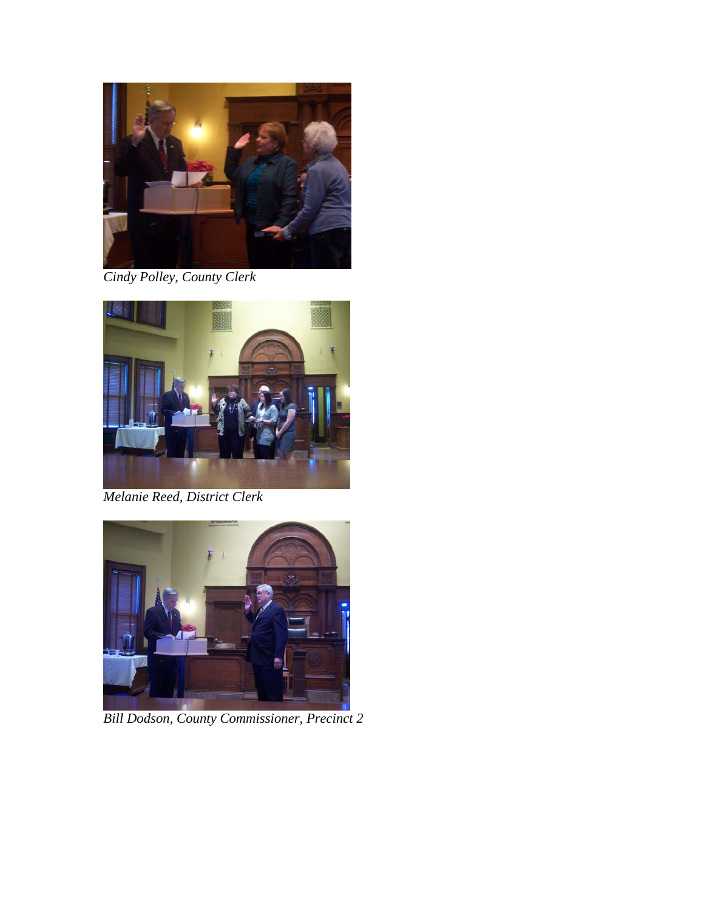*Cindy Polley, County Clerk*

*Melanie Reed, District Clerk*

*Bill Dodson, County Commissioner, Precinct 2*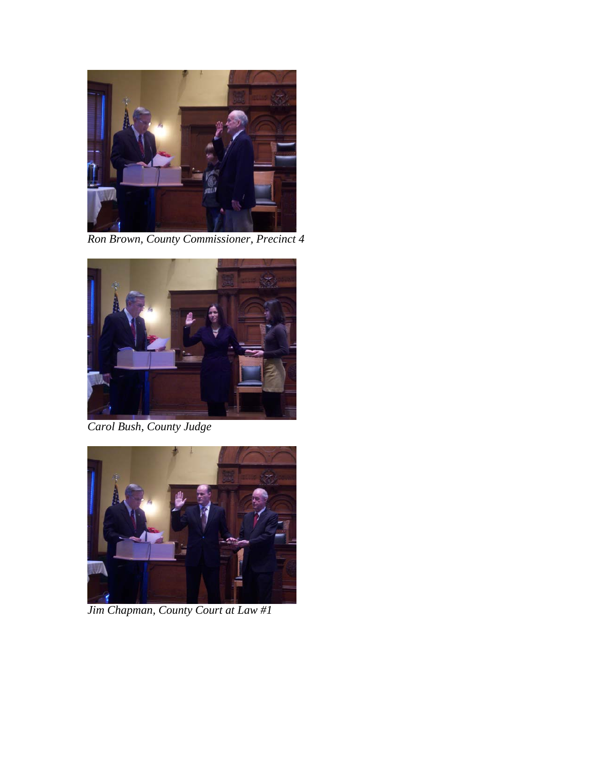*Ron Brown, County Commissioner, Precinct 4*

*Carol Bush, County Judge*

*Jim Chapman, County Court at Law #1*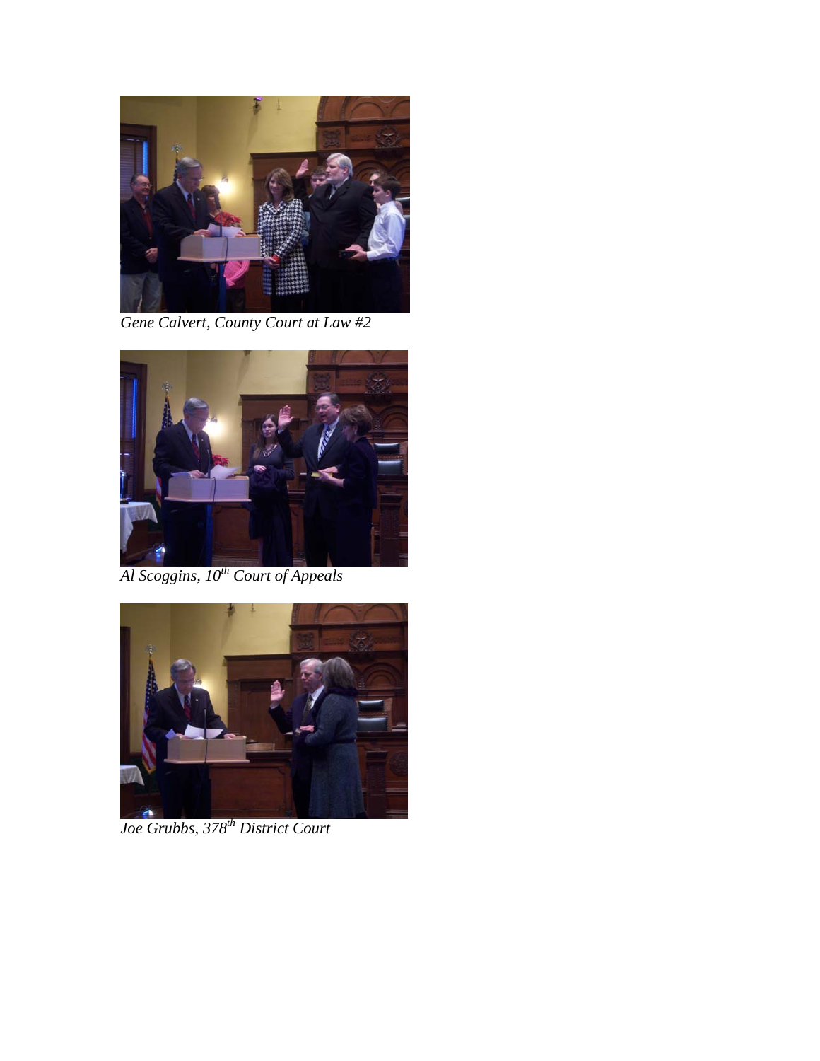*Gene Calvert, County Court at Law #2*

*Al Scoggins, 10th Court of Appeals*

*Joe Grubbs, 378th District Court*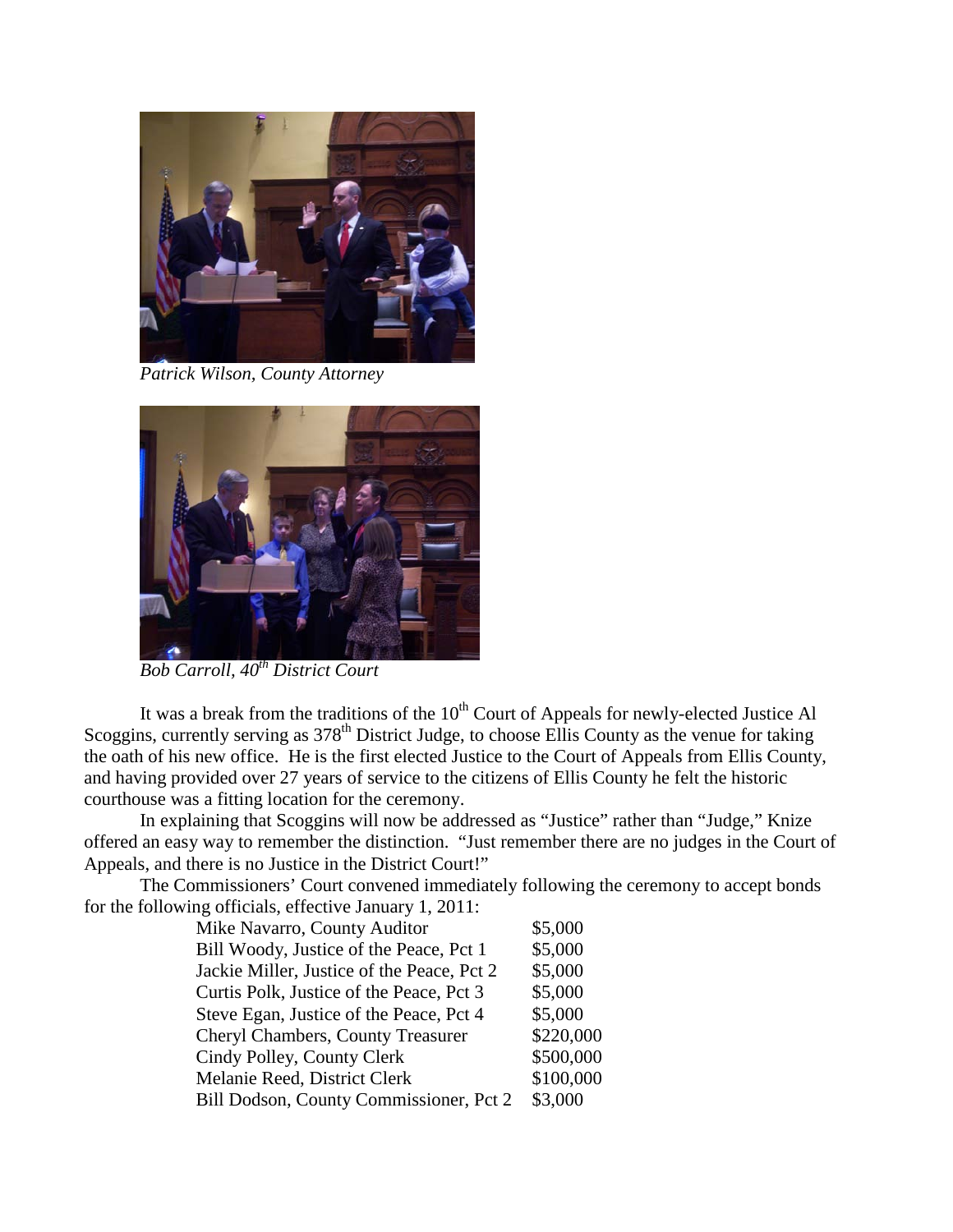*Patrick Wilson, County Attorney*

*Bob Carroll, 40th District Court*

It was a break from the traditions of the 10th Court of Appeals for newly-elected Justice Al Scoggins, currently serving as 378th District Judge, to choose Ellis County as the venue for taking the oath of his new office. He is the first elected Justice to the Court of Appeals from Ellis County, and having provided over 27 years of service to the citizens of Ellis County he felt the historic courthouse was a fitting location for the ceremony.

In explaining that Scoggins will now be addressed as "Justice" rather than "Judge," Knize offered an easy way to remember the distinction. "Just remember there are no judges in the Court of Appeals, and there is no Justice in the District Court!"

The Commissioners' Court convened immediately following the ceremony to accept bonds for the following officials, effective January 1, 2011:

| Official | Bond |
|---|---|
| Mike Navarro, County Auditor | $5,000 |
| Bill Woody, Justice of the Peace, Pct 1 | $5,000 |
| Jackie Miller, Justice of the Peace, Pct 2 | $5,000 |
| Curtis Polk, Justice of the Peace, Pct 3 | $5,000 |
| Steve Egan, Justice of the Peace, Pct 4 | $5,000 |
| Cheryl Chambers, County Treasurer | $220,000 |
| Cindy Polley, County Clerk | $500,000 |
| Melanie Reed, District Clerk | $100,000 |
| Bill Dodson, County Commissioner, Pct 2 | $3,000 |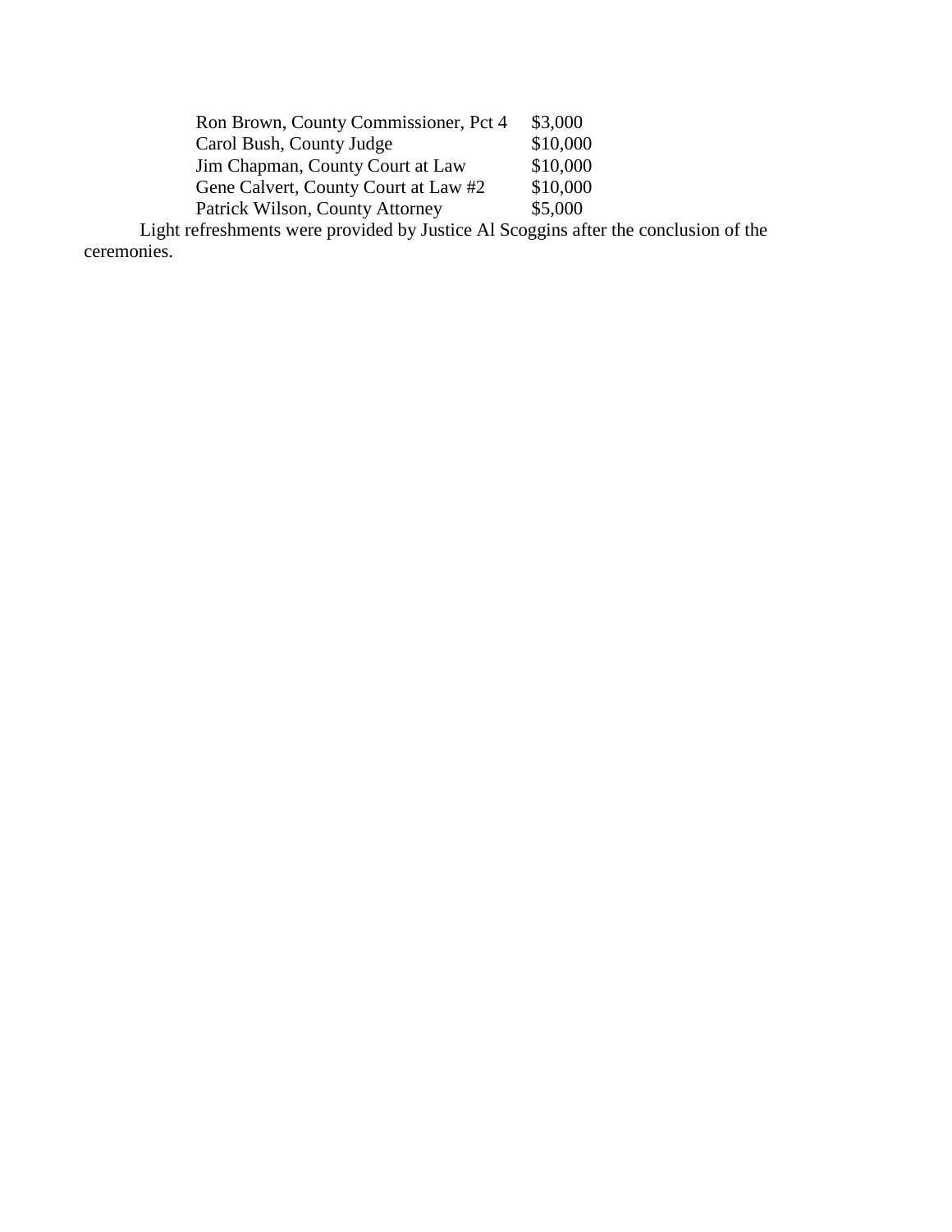| | |
|---|---|
| Ron Brown, County Commissioner, Pct 4 | $3,000 |
| Carol Bush, County Judge | $10,000 |
| Jim Chapman, County Court at Law | $10,000 |
| Gene Calvert, County Court at Law #2 | $10,000 |
| Patrick Wilson, County Attorney | $5,000 |

Light refreshments were provided by Justice Al Scoggins after the conclusion of the ceremonies.